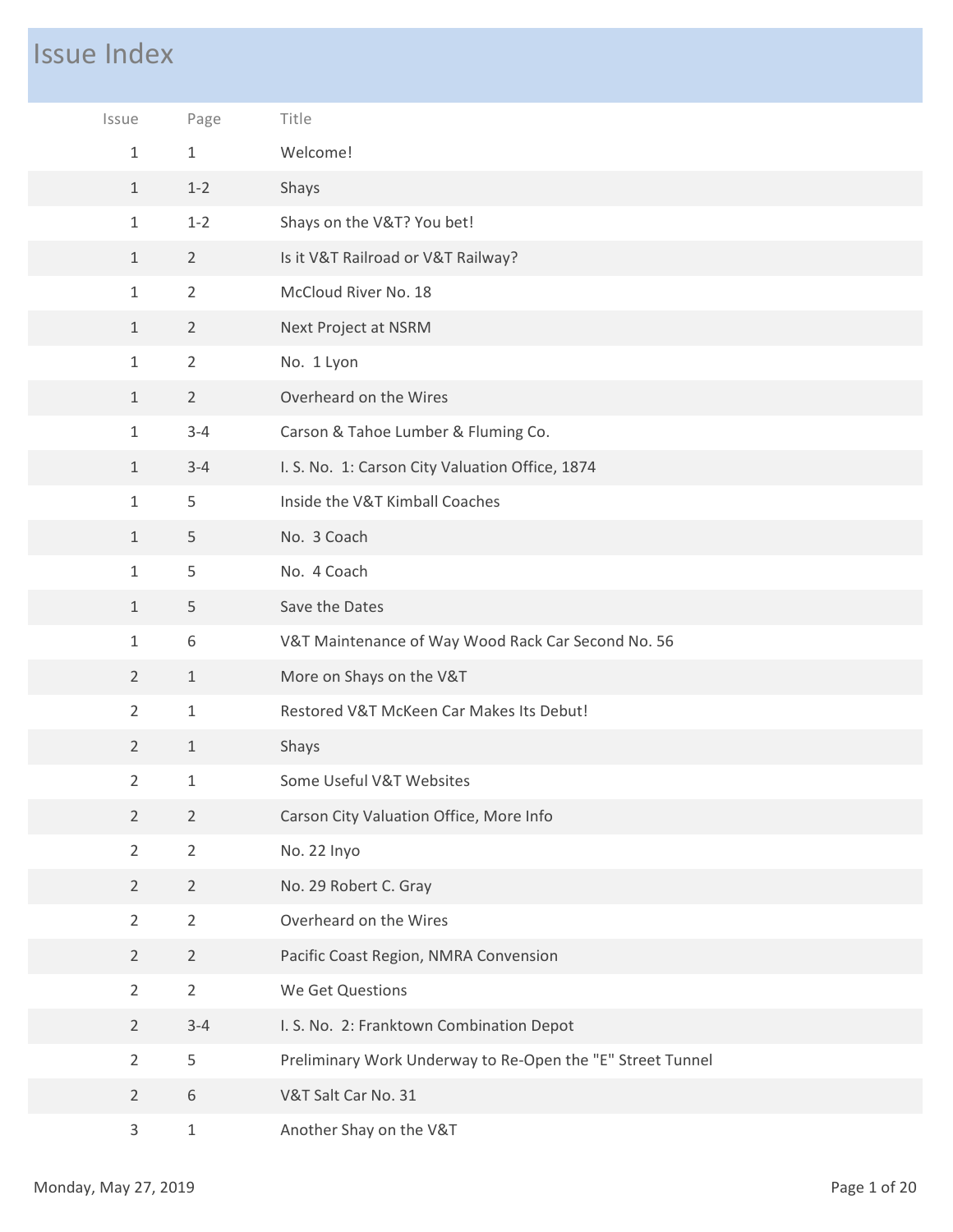# Issue Index

| Issue | Page | Title |
|---|---|---|
| 1 | 1 | Welcome! |
| 1 | 1-2 | Shays |
| 1 | 1-2 | Shays on the V&T? You bet! |
| 1 | 2 | Is it V&T Railroad or V&T Railway? |
| 1 | 2 | McCloud River No. 18 |
| 1 | 2 | Next Project at NSRM |
| 1 | 2 | No. 1 Lyon |
| 1 | 2 | Overheard on the Wires |
| 1 | 3-4 | Carson & Tahoe Lumber & Fluming Co. |
| 1 | 3-4 | I. S. No. 1: Carson City Valuation Office, 1874 |
| 1 | 5 | Inside the V&T Kimball Coaches |
| 1 | 5 | No. 3 Coach |
| 1 | 5 | No. 4 Coach |
| 1 | 5 | Save the Dates |
| 1 | 6 | V&T Maintenance of Way Wood Rack Car Second No. 56 |
| 2 | 1 | More on Shays on the V&T |
| 2 | 1 | Restored V&T McKeen Car Makes Its Debut! |
| 2 | 1 | Shays |
| 2 | 1 | Some Useful V&T Websites |
| 2 | 2 | Carson City Valuation Office, More Info |
| 2 | 2 | No. 22 Inyo |
| 2 | 2 | No. 29 Robert C. Gray |
| 2 | 2 | Overheard on the Wires |
| 2 | 2 | Pacific Coast Region, NMRA Convension |
| 2 | 2 | We Get Questions |
| 2 | 3-4 | I. S. No. 2: Franktown Combination Depot |
| 2 | 5 | Preliminary Work Underway to Re-Open the "E" Street Tunnel |
| 2 | 6 | V&T Salt Car No. 31 |
| 3 | 1 | Another Shay on the V&T |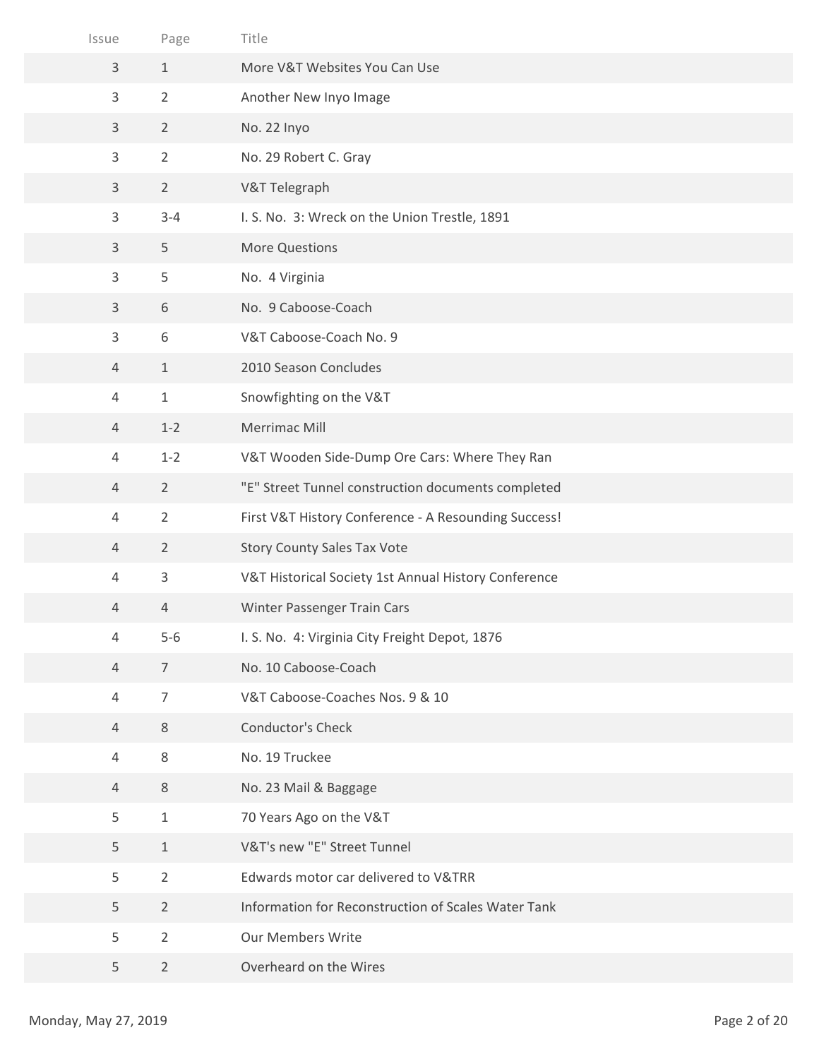| Issue | Page | Title |
|---|---|---|
| 3 | 1 | More V&T Websites You Can Use |
| 3 | 2 | Another New Inyo Image |
| 3 | 2 | No. 22 Inyo |
| 3 | 2 | No. 29 Robert C. Gray |
| 3 | 2 | V&T Telegraph |
| 3 | 3-4 | I. S. No. 3: Wreck on the Union Trestle, 1891 |
| 3 | 5 | More Questions |
| 3 | 5 | No. 4 Virginia |
| 3 | 6 | No. 9 Caboose-Coach |
| 3 | 6 | V&T Caboose-Coach No. 9 |
| 4 | 1 | 2010 Season Concludes |
| 4 | 1 | Snowfighting on the V&T |
| 4 | 1-2 | Merrimac Mill |
| 4 | 1-2 | V&T Wooden Side-Dump Ore Cars: Where They Ran |
| 4 | 2 | "E" Street Tunnel construction documents completed |
| 4 | 2 | First V&T History Conference - A Resounding Success! |
| 4 | 2 | Story County Sales Tax Vote |
| 4 | 3 | V&T Historical Society 1st Annual History Conference |
| 4 | 4 | Winter Passenger Train Cars |
| 4 | 5-6 | I. S. No. 4: Virginia City Freight Depot, 1876 |
| 4 | 7 | No. 10 Caboose-Coach |
| 4 | 7 | V&T Caboose-Coaches Nos. 9 & 10 |
| 4 | 8 | Conductor's Check |
| 4 | 8 | No. 19 Truckee |
| 4 | 8 | No. 23 Mail & Baggage |
| 5 | 1 | 70 Years Ago on the V&T |
| 5 | 1 | V&T's new "E" Street Tunnel |
| 5 | 2 | Edwards motor car delivered to V&TRR |
| 5 | 2 | Information for Reconstruction of Scales Water Tank |
| 5 | 2 | Our Members Write |
| 5 | 2 | Overheard on the Wires |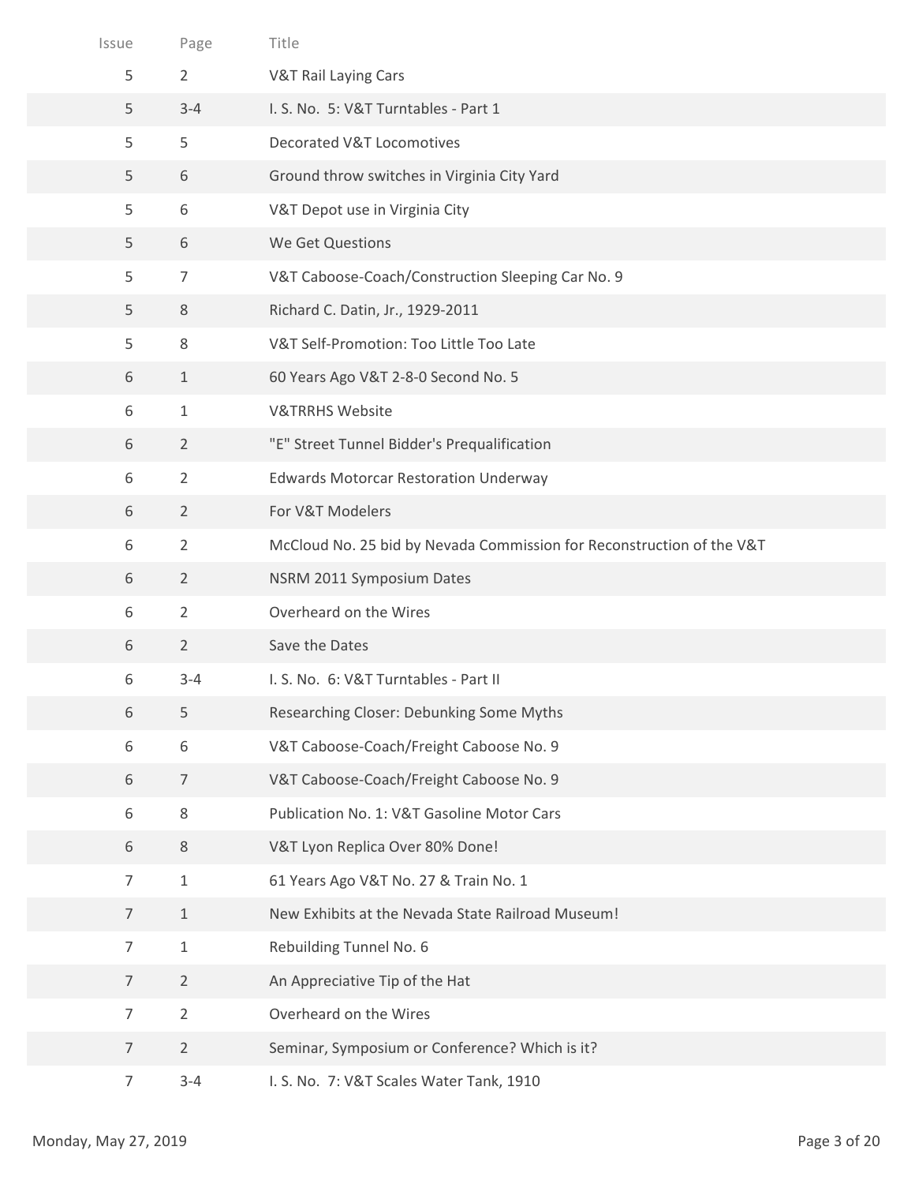| Issue | Page | Title |
|---|---|---|
| 5 | 2 | V&T Rail Laying Cars |
| 5 | 3-4 | I. S. No.  5: V&T Turntables - Part 1 |
| 5 | 5 | Decorated V&T Locomotives |
| 5 | 6 | Ground throw switches in Virginia City Yard |
| 5 | 6 | V&T Depot use in Virginia City |
| 5 | 6 | We Get Questions |
| 5 | 7 | V&T Caboose-Coach/Construction Sleeping Car No. 9 |
| 5 | 8 | Richard C. Datin, Jr., 1929-2011 |
| 5 | 8 | V&T Self-Promotion: Too Little Too Late |
| 6 | 1 | 60 Years Ago V&T 2-8-0 Second No. 5 |
| 6 | 1 | V&TRRHS Website |
| 6 | 2 | "E" Street Tunnel Bidder's Prequalification |
| 6 | 2 | Edwards Motorcar Restoration Underway |
| 6 | 2 | For V&T Modelers |
| 6 | 2 | McCloud No. 25 bid by Nevada Commission for Reconstruction of the V&T |
| 6 | 2 | NSRM 2011 Symposium Dates |
| 6 | 2 | Overheard on the Wires |
| 6 | 2 | Save the Dates |
| 6 | 3-4 | I. S. No.  6: V&T Turntables - Part II |
| 6 | 5 | Researching Closer: Debunking Some Myths |
| 6 | 6 | V&T Caboose-Coach/Freight Caboose No. 9 |
| 6 | 7 | V&T Caboose-Coach/Freight Caboose No. 9 |
| 6 | 8 | Publication No. 1: V&T Gasoline Motor Cars |
| 6 | 8 | V&T Lyon Replica Over 80% Done! |
| 7 | 1 | 61 Years Ago V&T No. 27 & Train No. 1 |
| 7 | 1 | New Exhibits at the Nevada State Railroad Museum! |
| 7 | 1 | Rebuilding Tunnel No. 6 |
| 7 | 2 | An Appreciative Tip of the Hat |
| 7 | 2 | Overheard on the Wires |
| 7 | 2 | Seminar, Symposium or Conference? Which is it? |
| 7 | 3-4 | I. S. No.  7: V&T Scales Water Tank, 1910 |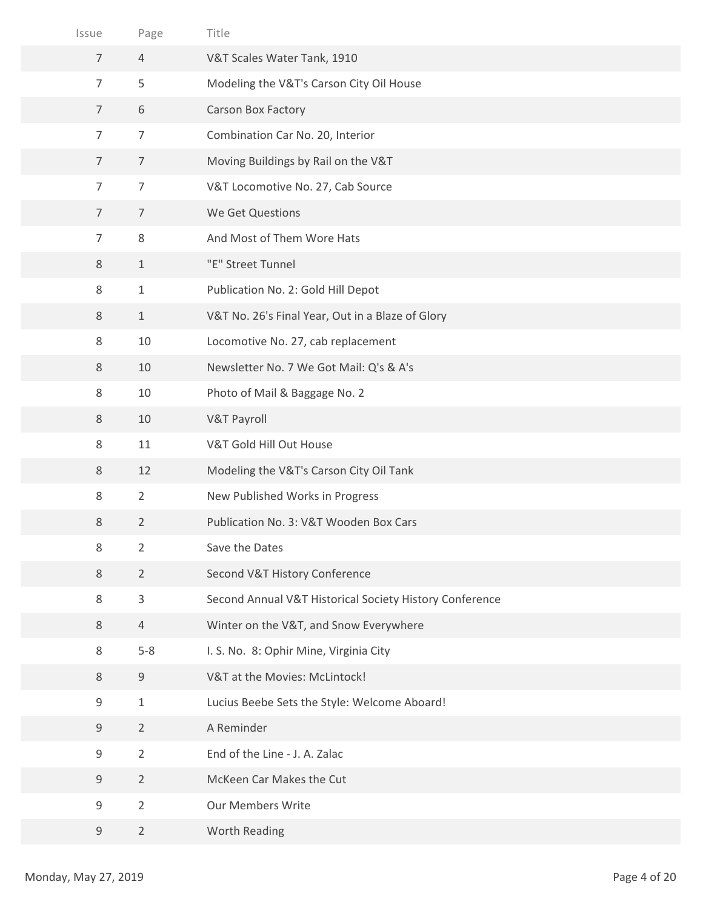| Issue | Page | Title |
| --- | --- | --- |
| 7 | 4 | V&T Scales Water Tank, 1910 |
| 7 | 5 | Modeling the V&T's Carson City Oil House |
| 7 | 6 | Carson Box Factory |
| 7 | 7 | Combination Car No. 20, Interior |
| 7 | 7 | Moving Buildings by Rail on the V&T |
| 7 | 7 | V&T Locomotive No. 27, Cab Source |
| 7 | 7 | We Get Questions |
| 7 | 8 | And Most of Them Wore Hats |
| 8 | 1 | "E" Street Tunnel |
| 8 | 1 | Publication No. 2: Gold Hill Depot |
| 8 | 1 | V&T No. 26's Final Year, Out in a Blaze of Glory |
| 8 | 10 | Locomotive No. 27, cab replacement |
| 8 | 10 | Newsletter No. 7 We Got Mail: Q's & A's |
| 8 | 10 | Photo of Mail & Baggage No. 2 |
| 8 | 10 | V&T Payroll |
| 8 | 11 | V&T Gold Hill Out House |
| 8 | 12 | Modeling the V&T's Carson City Oil Tank |
| 8 | 2 | New Published Works in Progress |
| 8 | 2 | Publication No. 3: V&T Wooden Box Cars |
| 8 | 2 | Save the Dates |
| 8 | 2 | Second V&T History Conference |
| 8 | 3 | Second Annual V&T Historical Society History Conference |
| 8 | 4 | Winter on the V&T, and Snow Everywhere |
| 8 | 5-8 | I. S. No. 8: Ophir Mine, Virginia City |
| 8 | 9 | V&T at the Movies: McLintock! |
| 9 | 1 | Lucius Beebe Sets the Style: Welcome Aboard! |
| 9 | 2 | A Reminder |
| 9 | 2 | End of the Line - J. A. Zalac |
| 9 | 2 | McKeen Car Makes the Cut |
| 9 | 2 | Our Members Write |
| 9 | 2 | Worth Reading |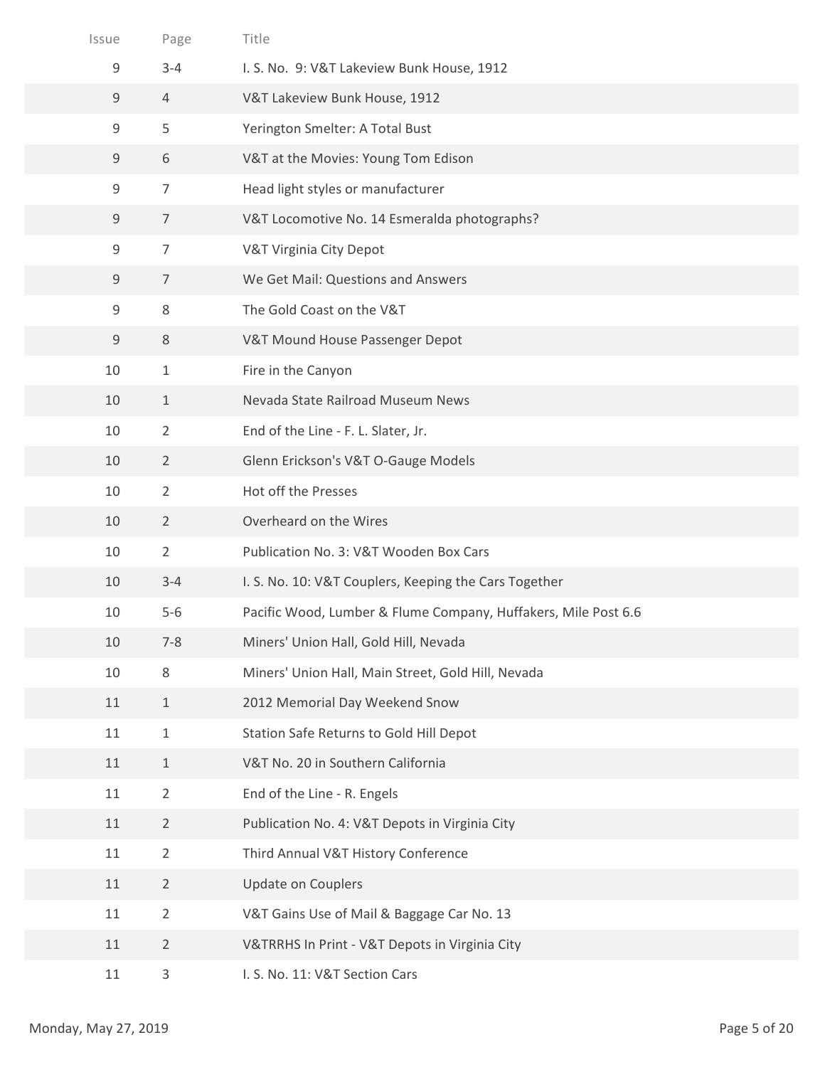| Issue | Page | Title |
|---|---|---|
| 9 | 3-4 | I. S. No. 9: V&T Lakeview Bunk House, 1912 |
| 9 | 4 | V&T Lakeview Bunk House, 1912 |
| 9 | 5 | Yerington Smelter: A Total Bust |
| 9 | 6 | V&T at the Movies: Young Tom Edison |
| 9 | 7 | Head light styles or manufacturer |
| 9 | 7 | V&T Locomotive No. 14 Esmeralda photographs? |
| 9 | 7 | V&T Virginia City Depot |
| 9 | 7 | We Get Mail: Questions and Answers |
| 9 | 8 | The Gold Coast on the V&T |
| 9 | 8 | V&T Mound House Passenger Depot |
| 10 | 1 | Fire in the Canyon |
| 10 | 1 | Nevada State Railroad Museum News |
| 10 | 2 | End of the Line - F. L. Slater, Jr. |
| 10 | 2 | Glenn Erickson's V&T O-Gauge Models |
| 10 | 2 | Hot off the Presses |
| 10 | 2 | Overheard on the Wires |
| 10 | 2 | Publication No. 3: V&T Wooden Box Cars |
| 10 | 3-4 | I. S. No. 10: V&T Couplers, Keeping the Cars Together |
| 10 | 5-6 | Pacific Wood, Lumber & Flume Company, Huffakers, Mile Post 6.6 |
| 10 | 7-8 | Miners' Union Hall, Gold Hill, Nevada |
| 10 | 8 | Miners' Union Hall, Main Street, Gold Hill, Nevada |
| 11 | 1 | 2012 Memorial Day Weekend Snow |
| 11 | 1 | Station Safe Returns to Gold Hill Depot |
| 11 | 1 | V&T No. 20 in Southern California |
| 11 | 2 | End of the Line - R. Engels |
| 11 | 2 | Publication No. 4: V&T Depots in Virginia City |
| 11 | 2 | Third Annual V&T History Conference |
| 11 | 2 | Update on Couplers |
| 11 | 2 | V&T Gains Use of Mail & Baggage Car No. 13 |
| 11 | 2 | V&TRRHS In Print - V&T Depots in Virginia City |
| 11 | 3 | I. S. No. 11: V&T Section Cars |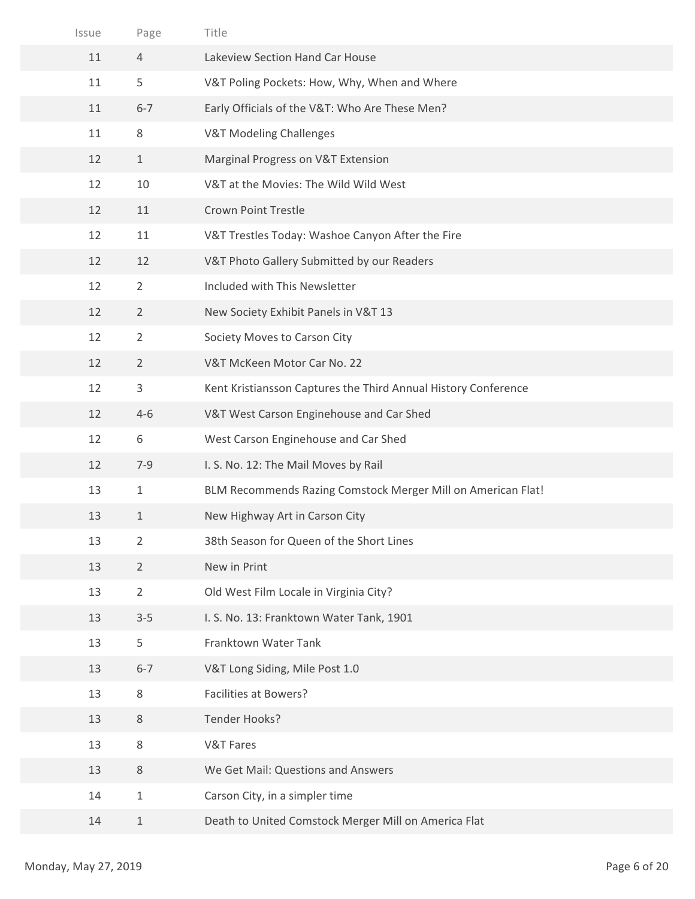| Issue | Page | Title |
| --- | --- | --- |
| 11 | 4 | Lakeview Section Hand Car House |
| 11 | 5 | V&T Poling Pockets: How, Why, When and Where |
| 11 | 6-7 | Early Officials of the V&T: Who Are These Men? |
| 11 | 8 | V&T Modeling Challenges |
| 12 | 1 | Marginal Progress on V&T Extension |
| 12 | 10 | V&T at the Movies: The Wild Wild West |
| 12 | 11 | Crown Point Trestle |
| 12 | 11 | V&T Trestles Today: Washoe Canyon After the Fire |
| 12 | 12 | V&T Photo Gallery Submitted by our Readers |
| 12 | 2 | Included with This Newsletter |
| 12 | 2 | New Society Exhibit Panels in V&T 13 |
| 12 | 2 | Society Moves to Carson City |
| 12 | 2 | V&T McKeen Motor Car No. 22 |
| 12 | 3 | Kent Kristiansson Captures the Third Annual History Conference |
| 12 | 4-6 | V&T West Carson Enginehouse and Car Shed |
| 12 | 6 | West Carson Enginehouse and Car Shed |
| 12 | 7-9 | I. S. No. 12: The Mail Moves by Rail |
| 13 | 1 | BLM Recommends Razing Comstock Merger Mill on American Flat! |
| 13 | 1 | New Highway Art in Carson City |
| 13 | 2 | 38th Season for Queen of the Short Lines |
| 13 | 2 | New in Print |
| 13 | 2 | Old West Film Locale in Virginia City? |
| 13 | 3-5 | I. S. No. 13: Franktown Water Tank, 1901 |
| 13 | 5 | Franktown Water Tank |
| 13 | 6-7 | V&T Long Siding, Mile Post 1.0 |
| 13 | 8 | Facilities at Bowers? |
| 13 | 8 | Tender Hooks? |
| 13 | 8 | V&T Fares |
| 13 | 8 | We Get Mail: Questions and Answers |
| 14 | 1 | Carson City, in a simpler time |
| 14 | 1 | Death to United Comstock Merger Mill on America Flat |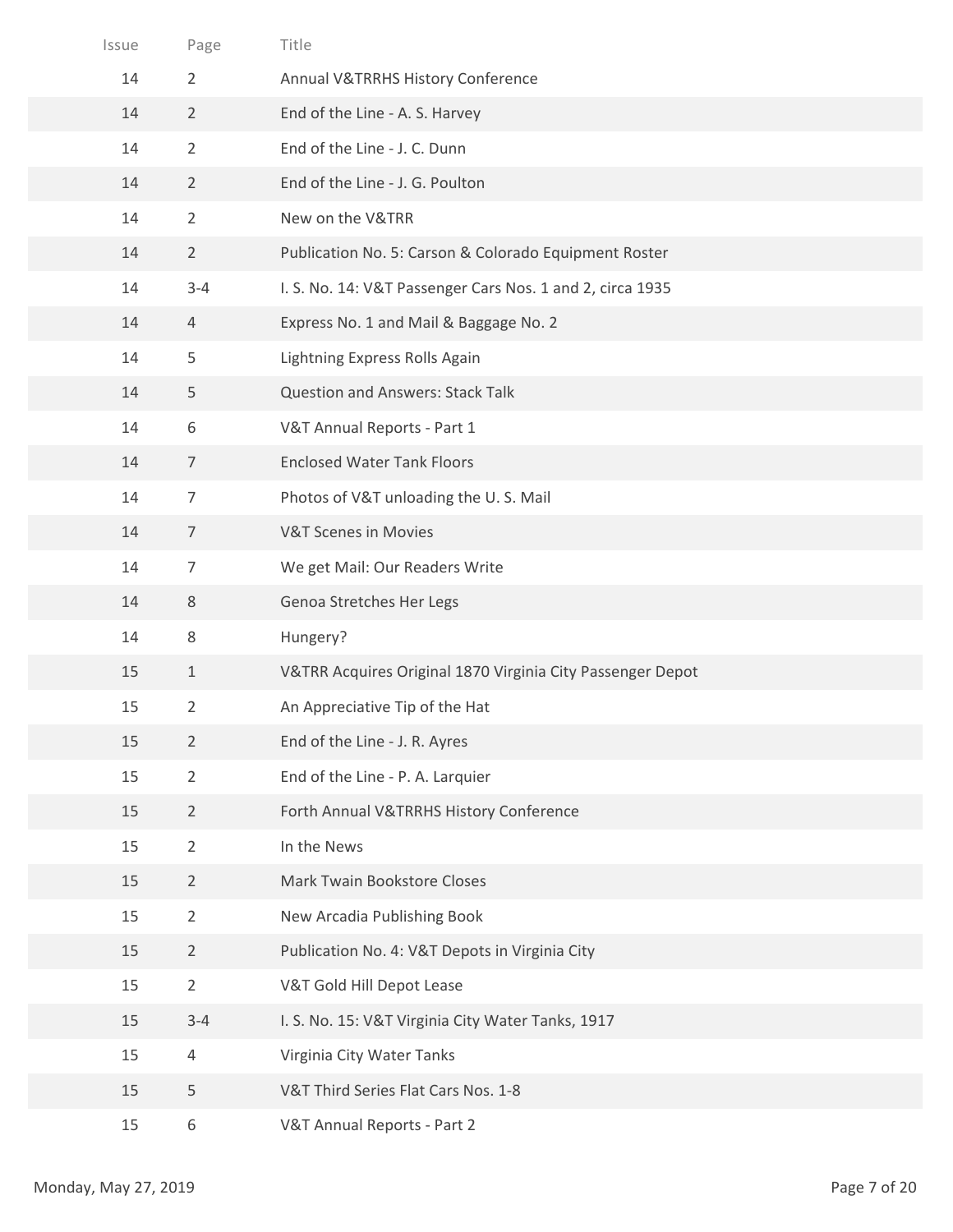| Issue | Page | Title |
|---|---|---|
| 14 | 2 | Annual V&TRRHS History Conference |
| 14 | 2 | End of the Line - A. S. Harvey |
| 14 | 2 | End of the Line - J. C. Dunn |
| 14 | 2 | End of the Line - J. G. Poulton |
| 14 | 2 | New on the V&TRR |
| 14 | 2 | Publication No. 5: Carson & Colorado Equipment Roster |
| 14 | 3-4 | I. S. No. 14: V&T Passenger Cars Nos. 1 and 2, circa 1935 |
| 14 | 4 | Express No. 1 and Mail & Baggage No. 2 |
| 14 | 5 | Lightning Express Rolls Again |
| 14 | 5 | Question and Answers: Stack Talk |
| 14 | 6 | V&T Annual Reports - Part 1 |
| 14 | 7 | Enclosed Water Tank Floors |
| 14 | 7 | Photos of V&T unloading the U. S. Mail |
| 14 | 7 | V&T Scenes in Movies |
| 14 | 7 | We get Mail: Our Readers Write |
| 14 | 8 | Genoa Stretches Her Legs |
| 14 | 8 | Hungery? |
| 15 | 1 | V&TRR Acquires Original 1870 Virginia City Passenger Depot |
| 15 | 2 | An Appreciative Tip of the Hat |
| 15 | 2 | End of the Line - J. R. Ayres |
| 15 | 2 | End of the Line - P. A. Larquier |
| 15 | 2 | Forth Annual V&TRRHS History Conference |
| 15 | 2 | In the News |
| 15 | 2 | Mark Twain Bookstore Closes |
| 15 | 2 | New Arcadia Publishing Book |
| 15 | 2 | Publication No. 4: V&T Depots in Virginia City |
| 15 | 2 | V&T Gold Hill Depot Lease |
| 15 | 3-4 | I. S. No. 15: V&T Virginia City Water Tanks, 1917 |
| 15 | 4 | Virginia City Water Tanks |
| 15 | 5 | V&T Third Series Flat Cars Nos. 1-8 |
| 15 | 6 | V&T Annual Reports - Part 2 |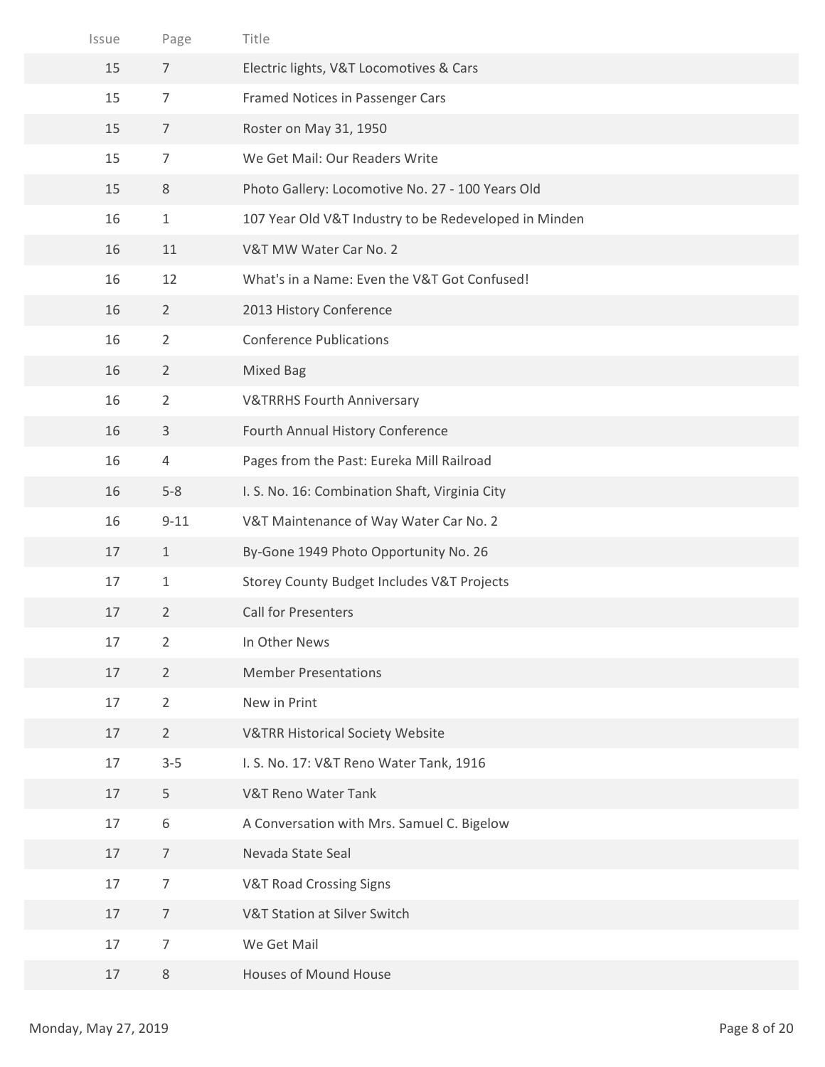| Issue | Page | Title |
| --- | --- | --- |
| 15 | 7 | Electric lights, V&T Locomotives & Cars |
| 15 | 7 | Framed Notices in Passenger Cars |
| 15 | 7 | Roster on May 31, 1950 |
| 15 | 7 | We Get Mail: Our Readers Write |
| 15 | 8 | Photo Gallery: Locomotive No. 27 - 100 Years Old |
| 16 | 1 | 107 Year Old V&T Industry to be Redeveloped in Minden |
| 16 | 11 | V&T MW Water Car No. 2 |
| 16 | 12 | What's in a Name: Even the V&T Got Confused! |
| 16 | 2 | 2013 History Conference |
| 16 | 2 | Conference Publications |
| 16 | 2 | Mixed Bag |
| 16 | 2 | V&TRRHS Fourth Anniversary |
| 16 | 3 | Fourth Annual History Conference |
| 16 | 4 | Pages from the Past: Eureka Mill Railroad |
| 16 | 5-8 | I. S. No. 16: Combination Shaft, Virginia City |
| 16 | 9-11 | V&T Maintenance of Way Water Car No. 2 |
| 17 | 1 | By-Gone 1949 Photo Opportunity No. 26 |
| 17 | 1 | Storey County Budget Includes V&T Projects |
| 17 | 2 | Call for Presenters |
| 17 | 2 | In Other News |
| 17 | 2 | Member Presentations |
| 17 | 2 | New in Print |
| 17 | 2 | V&TRR Historical Society Website |
| 17 | 3-5 | I. S. No. 17: V&T Reno Water Tank, 1916 |
| 17 | 5 | V&T Reno Water Tank |
| 17 | 6 | A Conversation with Mrs. Samuel C. Bigelow |
| 17 | 7 | Nevada State Seal |
| 17 | 7 | V&T Road Crossing Signs |
| 17 | 7 | V&T Station at Silver Switch |
| 17 | 7 | We Get Mail |
| 17 | 8 | Houses of Mound House |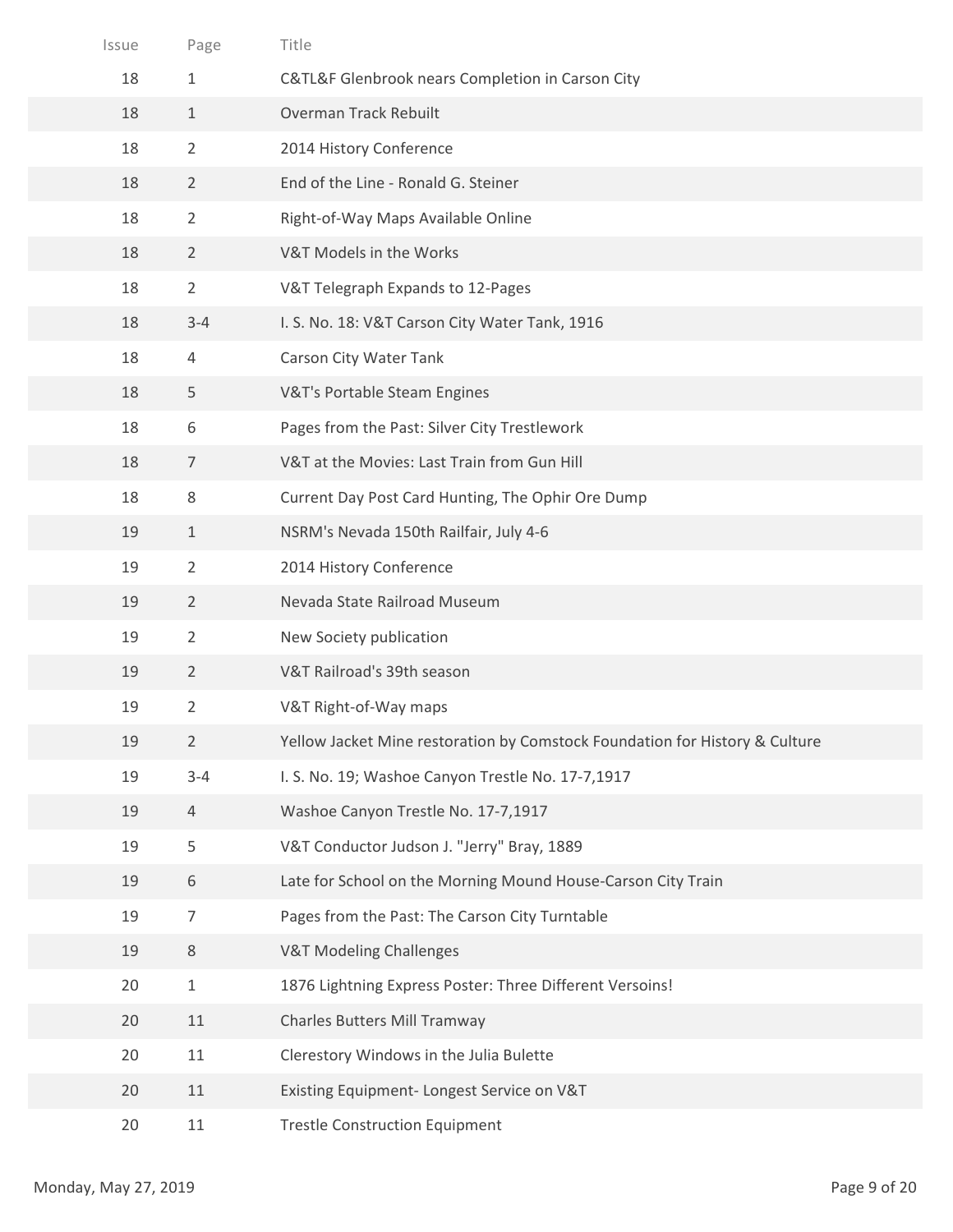| Issue | Page | Title |
| --- | --- | --- |
| 18 | 1 | C&TL&F Glenbrook nears Completion in Carson City |
| 18 | 1 | Overman Track Rebuilt |
| 18 | 2 | 2014 History Conference |
| 18 | 2 | End of the Line - Ronald G. Steiner |
| 18 | 2 | Right-of-Way Maps Available Online |
| 18 | 2 | V&T Models in the Works |
| 18 | 2 | V&T Telegraph Expands to 12-Pages |
| 18 | 3-4 | I. S. No. 18: V&T Carson City Water Tank, 1916 |
| 18 | 4 | Carson City Water Tank |
| 18 | 5 | V&T's Portable Steam Engines |
| 18 | 6 | Pages from the Past: Silver City Trestlework |
| 18 | 7 | V&T at the Movies: Last Train from Gun Hill |
| 18 | 8 | Current Day Post Card Hunting, The Ophir Ore Dump |
| 19 | 1 | NSRM's Nevada 150th Railfair, July 4-6 |
| 19 | 2 | 2014 History Conference |
| 19 | 2 | Nevada State Railroad Museum |
| 19 | 2 | New Society publication |
| 19 | 2 | V&T Railroad's 39th season |
| 19 | 2 | V&T Right-of-Way maps |
| 19 | 2 | Yellow Jacket Mine restoration by Comstock Foundation for History & Culture |
| 19 | 3-4 | I. S. No. 19; Washoe Canyon Trestle No. 17-7,1917 |
| 19 | 4 | Washoe Canyon Trestle No. 17-7,1917 |
| 19 | 5 | V&T Conductor Judson J. "Jerry" Bray, 1889 |
| 19 | 6 | Late for School on the Morning Mound House-Carson City Train |
| 19 | 7 | Pages from the Past: The Carson City Turntable |
| 19 | 8 | V&T Modeling Challenges |
| 20 | 1 | 1876 Lightning Express Poster: Three Different Versoins! |
| 20 | 11 | Charles Butters Mill Tramway |
| 20 | 11 | Clerestory Windows in the Julia Bulette |
| 20 | 11 | Existing Equipment- Longest Service on V&T |
| 20 | 11 | Trestle Construction Equipment |

Monday, May 27, 2019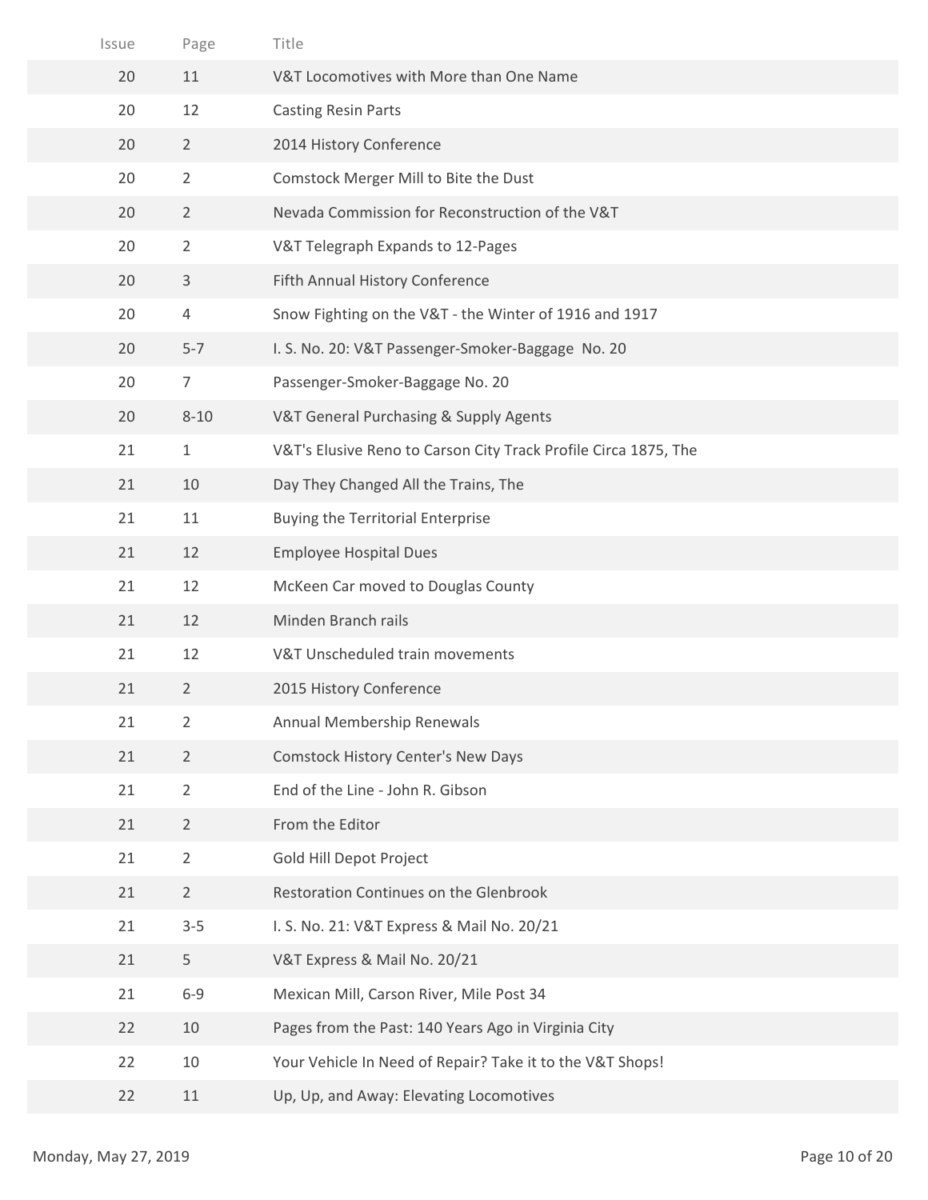| Issue | Page | Title |
|---|---|---|
| 20 | 11 | V&T Locomotives with More than One Name |
| 20 | 12 | Casting Resin Parts |
| 20 | 2 | 2014 History Conference |
| 20 | 2 | Comstock Merger Mill to Bite the Dust |
| 20 | 2 | Nevada Commission for Reconstruction of the V&T |
| 20 | 2 | V&T Telegraph Expands to 12-Pages |
| 20 | 3 | Fifth Annual History Conference |
| 20 | 4 | Snow Fighting on the V&T - the Winter of 1916 and 1917 |
| 20 | 5-7 | I. S. No. 20: V&T Passenger-Smoker-Baggage No. 20 |
| 20 | 7 | Passenger-Smoker-Baggage No. 20 |
| 20 | 8-10 | V&T General Purchasing & Supply Agents |
| 21 | 1 | V&T's Elusive Reno to Carson City Track Profile Circa 1875, The |
| 21 | 10 | Day They Changed All the Trains, The |
| 21 | 11 | Buying the Territorial Enterprise |
| 21 | 12 | Employee Hospital Dues |
| 21 | 12 | McKeen Car moved to Douglas County |
| 21 | 12 | Minden Branch rails |
| 21 | 12 | V&T Unscheduled train movements |
| 21 | 2 | 2015 History Conference |
| 21 | 2 | Annual Membership Renewals |
| 21 | 2 | Comstock History Center's New Days |
| 21 | 2 | End of the Line - John R. Gibson |
| 21 | 2 | From the Editor |
| 21 | 2 | Gold Hill Depot Project |
| 21 | 2 | Restoration Continues on the Glenbrook |
| 21 | 3-5 | I. S. No. 21: V&T Express & Mail No. 20/21 |
| 21 | 5 | V&T Express & Mail No. 20/21 |
| 21 | 6-9 | Mexican Mill, Carson River, Mile Post 34 |
| 22 | 10 | Pages from the Past: 140 Years Ago in Virginia City |
| 22 | 10 | Your Vehicle In Need of Repair? Take it to the V&T Shops! |
| 22 | 11 | Up, Up, and Away: Elevating Locomotives |

Monday, May 27, 2019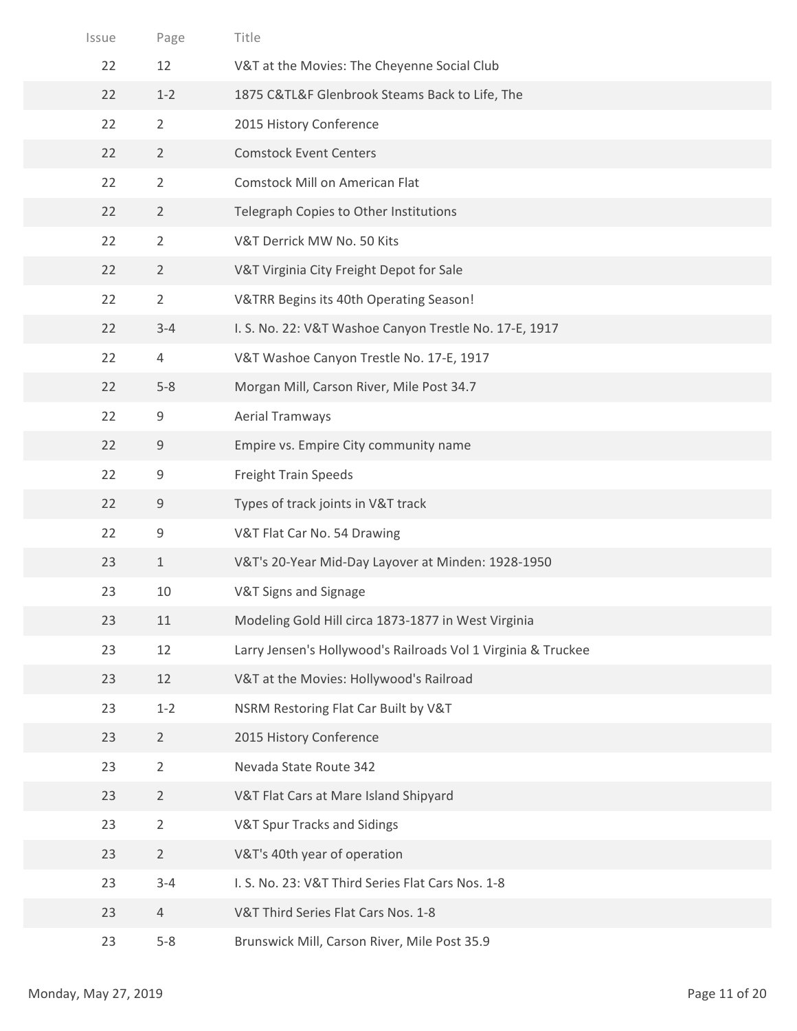| Issue | Page | Title |
|---|---|---|
| 22 | 12 | V&T at the Movies: The Cheyenne Social Club |
| 22 | 1-2 | 1875 C&TL&F Glenbrook Steams Back to Life, The |
| 22 | 2 | 2015 History Conference |
| 22 | 2 | Comstock Event Centers |
| 22 | 2 | Comstock Mill on American Flat |
| 22 | 2 | Telegraph Copies to Other Institutions |
| 22 | 2 | V&T Derrick MW No. 50 Kits |
| 22 | 2 | V&T Virginia City Freight Depot for Sale |
| 22 | 2 | V&TRR Begins its 40th Operating Season! |
| 22 | 3-4 | I. S. No. 22: V&T Washoe Canyon Trestle No. 17-E, 1917 |
| 22 | 4 | V&T Washoe Canyon Trestle No. 17-E, 1917 |
| 22 | 5-8 | Morgan Mill, Carson River, Mile Post 34.7 |
| 22 | 9 | Aerial Tramways |
| 22 | 9 | Empire vs. Empire City community name |
| 22 | 9 | Freight Train Speeds |
| 22 | 9 | Types of track joints in V&T track |
| 22 | 9 | V&T Flat Car No. 54 Drawing |
| 23 | 1 | V&T's 20-Year Mid-Day Layover at Minden: 1928-1950 |
| 23 | 10 | V&T Signs and Signage |
| 23 | 11 | Modeling Gold Hill circa 1873-1877 in West Virginia |
| 23 | 12 | Larry Jensen's Hollywood's Railroads Vol 1 Virginia & Truckee |
| 23 | 12 | V&T at the Movies: Hollywood's Railroad |
| 23 | 1-2 | NSRM Restoring Flat Car Built by V&T |
| 23 | 2 | 2015 History Conference |
| 23 | 2 | Nevada State Route 342 |
| 23 | 2 | V&T Flat Cars at Mare Island Shipyard |
| 23 | 2 | V&T Spur Tracks and Sidings |
| 23 | 2 | V&T's 40th year of operation |
| 23 | 3-4 | I. S. No. 23: V&T Third Series Flat Cars Nos. 1-8 |
| 23 | 4 | V&T Third Series Flat Cars Nos. 1-8 |
| 23 | 5-8 | Brunswick Mill, Carson River, Mile Post 35.9 |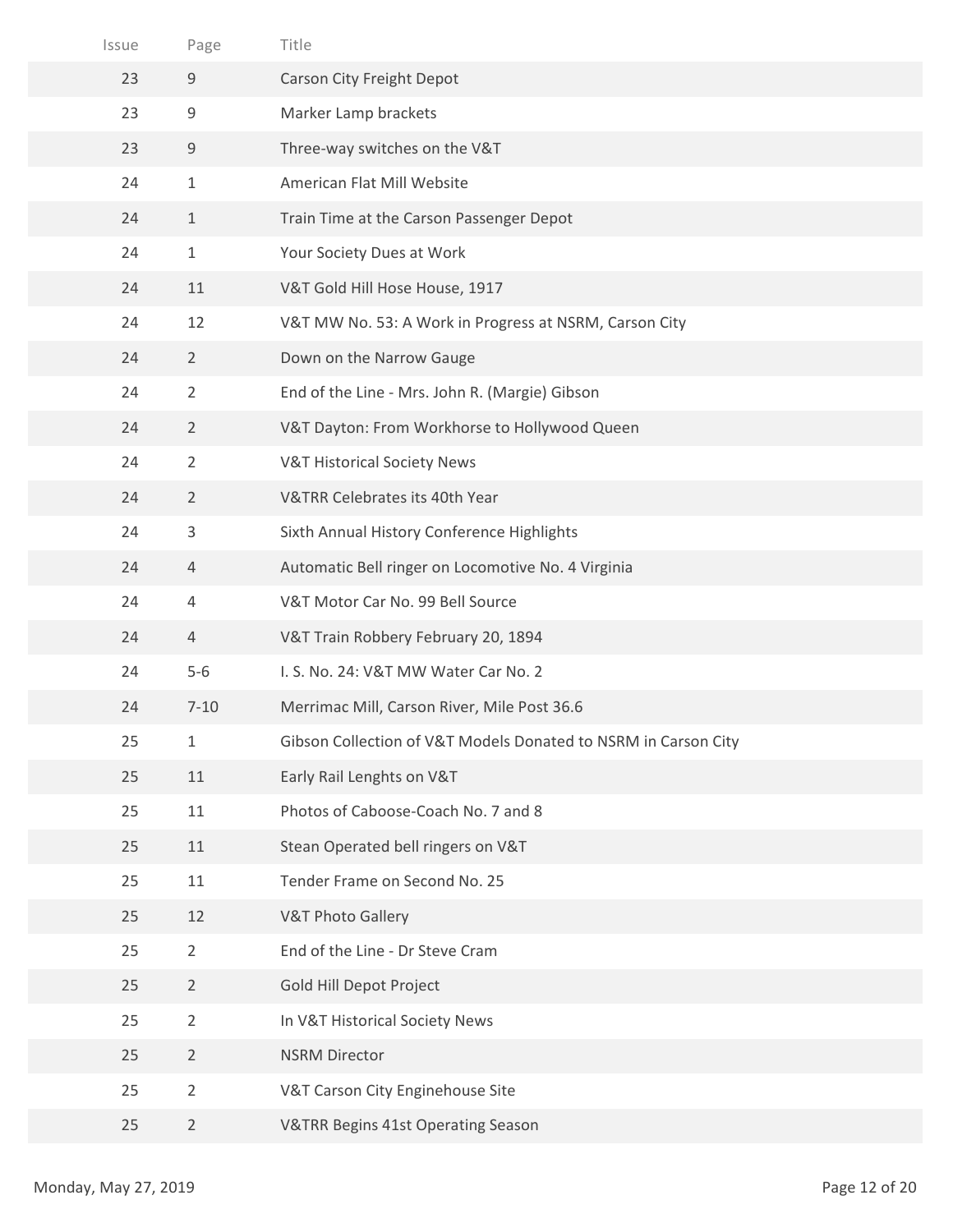| Issue | Page | Title |
|---|---|---|
| 23 | 9 | Carson City Freight Depot |
| 23 | 9 | Marker Lamp brackets |
| 23 | 9 | Three-way switches on the V&T |
| 24 | 1 | American Flat Mill Website |
| 24 | 1 | Train Time at the Carson Passenger Depot |
| 24 | 1 | Your Society Dues at Work |
| 24 | 11 | V&T Gold Hill Hose House, 1917 |
| 24 | 12 | V&T MW No. 53: A Work in Progress at NSRM, Carson City |
| 24 | 2 | Down on the Narrow Gauge |
| 24 | 2 | End of the Line - Mrs. John R. (Margie) Gibson |
| 24 | 2 | V&T Dayton: From Workhorse to Hollywood Queen |
| 24 | 2 | V&T Historical Society News |
| 24 | 2 | V&TRR Celebrates its 40th Year |
| 24 | 3 | Sixth Annual History Conference Highlights |
| 24 | 4 | Automatic Bell ringer on Locomotive No. 4 Virginia |
| 24 | 4 | V&T Motor Car No. 99 Bell Source |
| 24 | 4 | V&T Train Robbery February 20, 1894 |
| 24 | 5-6 | I. S. No. 24: V&T MW Water Car No. 2 |
| 24 | 7-10 | Merrimac Mill, Carson River, Mile Post 36.6 |
| 25 | 1 | Gibson Collection of V&T Models Donated to NSRM in Carson City |
| 25 | 11 | Early Rail Lenghts on V&T |
| 25 | 11 | Photos of Caboose-Coach No. 7 and 8 |
| 25 | 11 | Stean Operated bell ringers on V&T |
| 25 | 11 | Tender Frame on Second No. 25 |
| 25 | 12 | V&T Photo Gallery |
| 25 | 2 | End of the Line - Dr Steve Cram |
| 25 | 2 | Gold Hill Depot Project |
| 25 | 2 | In V&T Historical Society News |
| 25 | 2 | NSRM Director |
| 25 | 2 | V&T Carson City Enginehouse Site |
| 25 | 2 | V&TRR Begins 41st Operating Season |

Monday, May 27, 2019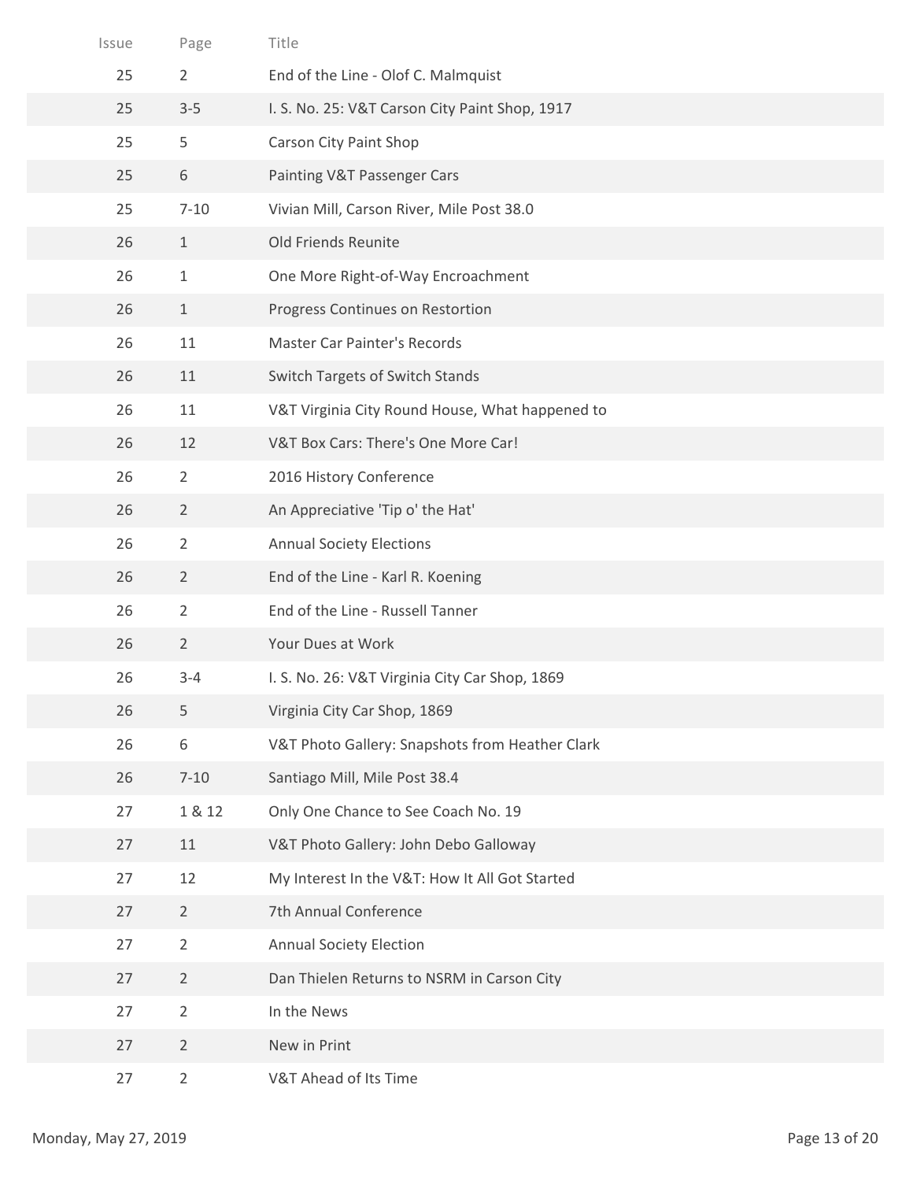| Issue | Page | Title |
|---|---|---|
| 25 | 2 | End of the Line - Olof C. Malmquist |
| 25 | 3-5 | I. S. No. 25: V&T Carson City Paint Shop, 1917 |
| 25 | 5 | Carson City Paint Shop |
| 25 | 6 | Painting V&T Passenger Cars |
| 25 | 7-10 | Vivian Mill, Carson River, Mile Post 38.0 |
| 26 | 1 | Old Friends Reunite |
| 26 | 1 | One More Right-of-Way Encroachment |
| 26 | 1 | Progress Continues on Restortion |
| 26 | 11 | Master Car Painter's Records |
| 26 | 11 | Switch Targets of Switch Stands |
| 26 | 11 | V&T Virginia City Round House, What happened to |
| 26 | 12 | V&T Box Cars: There's One More Car! |
| 26 | 2 | 2016 History Conference |
| 26 | 2 | An Appreciative 'Tip o' the Hat' |
| 26 | 2 | Annual Society Elections |
| 26 | 2 | End of the Line - Karl R. Koening |
| 26 | 2 | End of the Line - Russell Tanner |
| 26 | 2 | Your Dues at Work |
| 26 | 3-4 | I. S. No. 26: V&T Virginia City Car Shop, 1869 |
| 26 | 5 | Virginia City Car Shop, 1869 |
| 26 | 6 | V&T Photo Gallery: Snapshots from Heather Clark |
| 26 | 7-10 | Santiago Mill, Mile Post 38.4 |
| 27 | 1 & 12 | Only One Chance to See Coach No. 19 |
| 27 | 11 | V&T Photo Gallery: John Debo Galloway |
| 27 | 12 | My Interest In the V&T: How It All Got Started |
| 27 | 2 | 7th Annual Conference |
| 27 | 2 | Annual Society Election |
| 27 | 2 | Dan Thielen Returns to NSRM in Carson City |
| 27 | 2 | In the News |
| 27 | 2 | New in Print |
| 27 | 2 | V&T Ahead of Its Time |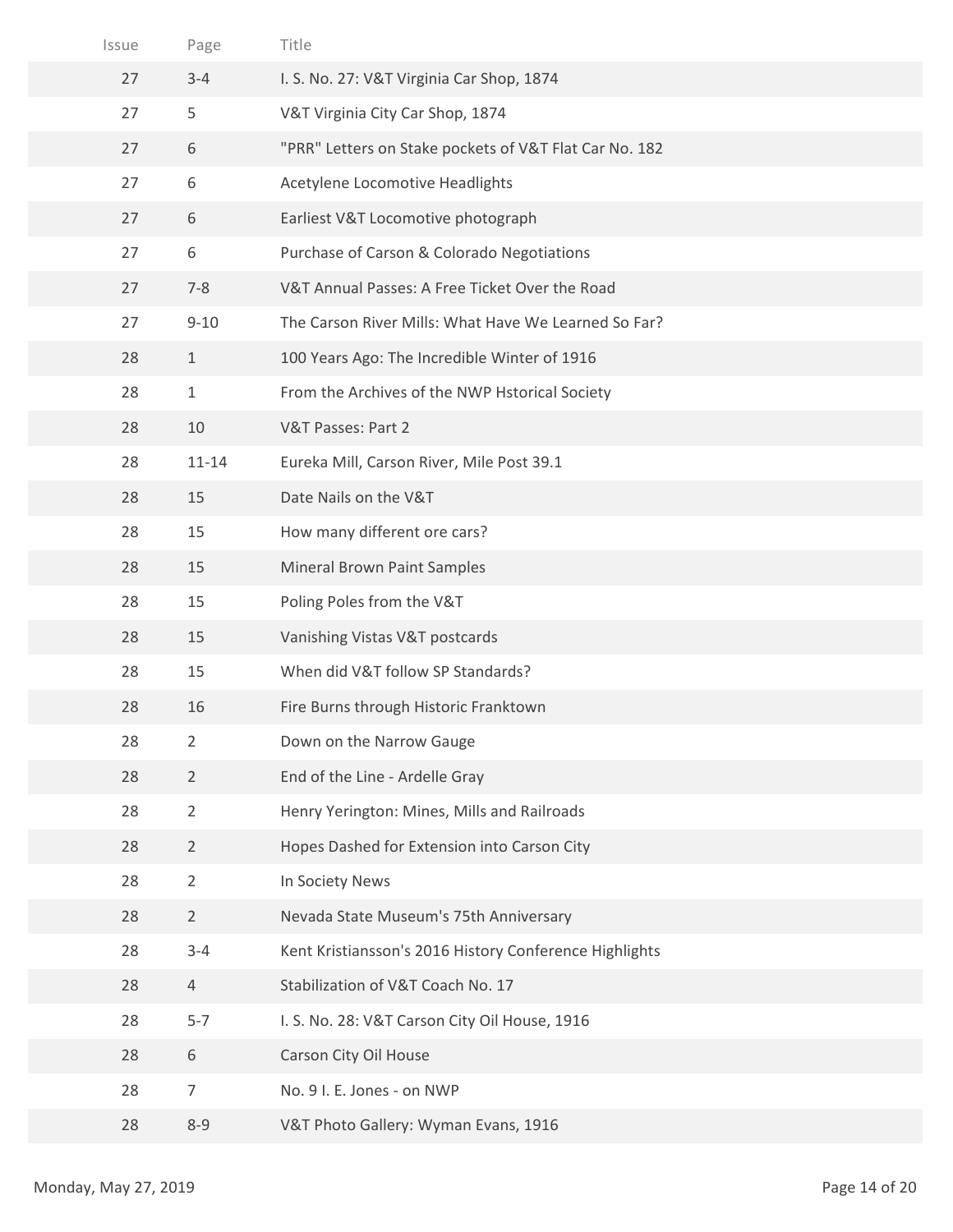| Issue | Page | Title |
|---|---|---|
| 27 | 3-4 | I. S. No. 27: V&T Virginia Car Shop, 1874 |
| 27 | 5 | V&T Virginia City Car Shop, 1874 |
| 27 | 6 | "PRR" Letters on Stake pockets of V&T Flat Car No. 182 |
| 27 | 6 | Acetylene Locomotive Headlights |
| 27 | 6 | Earliest V&T Locomotive photograph |
| 27 | 6 | Purchase of Carson & Colorado Negotiations |
| 27 | 7-8 | V&T Annual Passes: A Free Ticket Over the Road |
| 27 | 9-10 | The Carson River Mills: What Have We Learned So Far? |
| 28 | 1 | 100 Years Ago: The Incredible Winter of 1916 |
| 28 | 1 | From the Archives of the NWP Hstorical Society |
| 28 | 10 | V&T Passes: Part 2 |
| 28 | 11-14 | Eureka Mill, Carson River, Mile Post 39.1 |
| 28 | 15 | Date Nails on the V&T |
| 28 | 15 | How many different ore cars? |
| 28 | 15 | Mineral Brown Paint Samples |
| 28 | 15 | Poling Poles from the V&T |
| 28 | 15 | Vanishing Vistas V&T postcards |
| 28 | 15 | When did V&T follow SP Standards? |
| 28 | 16 | Fire Burns through Historic Franktown |
| 28 | 2 | Down on the Narrow Gauge |
| 28 | 2 | End of the Line - Ardelle Gray |
| 28 | 2 | Henry Yerington: Mines, Mills and Railroads |
| 28 | 2 | Hopes Dashed for Extension into Carson City |
| 28 | 2 | In Society News |
| 28 | 2 | Nevada State Museum's 75th Anniversary |
| 28 | 3-4 | Kent Kristiansson's 2016 History Conference Highlights |
| 28 | 4 | Stabilization of V&T Coach No. 17 |
| 28 | 5-7 | I. S. No. 28: V&T Carson City Oil House, 1916 |
| 28 | 6 | Carson City Oil House |
| 28 | 7 | No. 9 I. E. Jones - on NWP |
| 28 | 8-9 | V&T Photo Gallery: Wyman Evans, 1916 |

Monday, May 27, 2019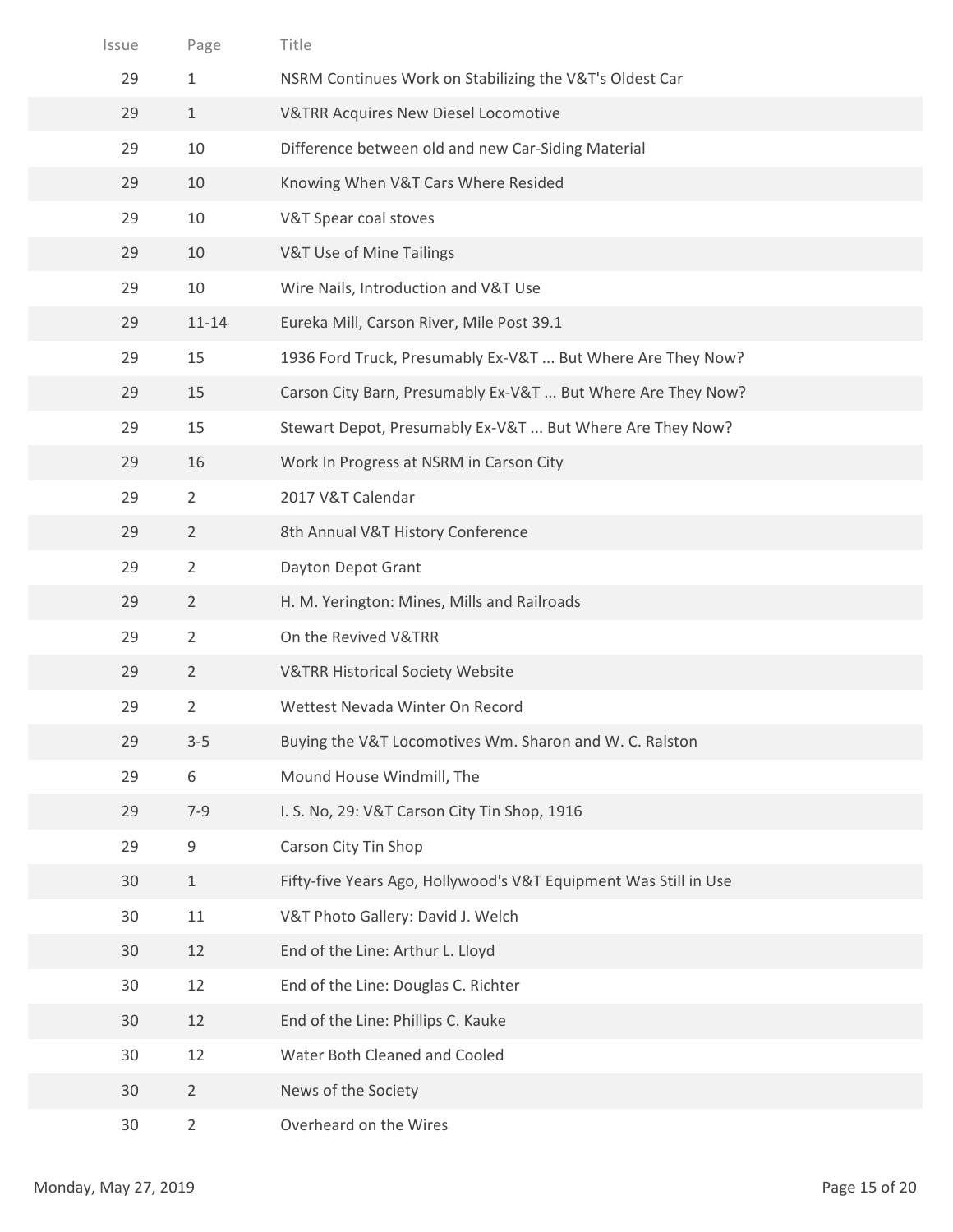| Issue | Page | Title |
|---|---|---|
| 29 | 1 | NSRM Continues Work on Stabilizing the V&T's Oldest Car |
| 29 | 1 | V&TRR Acquires New Diesel Locomotive |
| 29 | 10 | Difference between old and new Car-Siding Material |
| 29 | 10 | Knowing When V&T Cars Where Resided |
| 29 | 10 | V&T Spear coal stoves |
| 29 | 10 | V&T Use of Mine Tailings |
| 29 | 10 | Wire Nails, Introduction and V&T Use |
| 29 | 11-14 | Eureka Mill, Carson River, Mile Post 39.1 |
| 29 | 15 | 1936 Ford Truck, Presumably Ex-V&T ... But Where Are They Now? |
| 29 | 15 | Carson City Barn, Presumably Ex-V&T ... But Where Are They Now? |
| 29 | 15 | Stewart Depot, Presumably Ex-V&T ... But Where Are They Now? |
| 29 | 16 | Work In Progress at NSRM in Carson City |
| 29 | 2 | 2017 V&T Calendar |
| 29 | 2 | 8th Annual V&T History Conference |
| 29 | 2 | Dayton Depot Grant |
| 29 | 2 | H. M. Yerington: Mines, Mills and Railroads |
| 29 | 2 | On the Revived V&TRR |
| 29 | 2 | V&TRR Historical Society Website |
| 29 | 2 | Wettest Nevada Winter On Record |
| 29 | 3-5 | Buying the V&T Locomotives Wm. Sharon and W. C. Ralston |
| 29 | 6 | Mound House Windmill, The |
| 29 | 7-9 | I. S. No, 29: V&T Carson City Tin Shop, 1916 |
| 29 | 9 | Carson City Tin Shop |
| 30 | 1 | Fifty-five Years Ago, Hollywood's V&T Equipment Was Still in Use |
| 30 | 11 | V&T Photo Gallery: David J. Welch |
| 30 | 12 | End of the Line: Arthur L. Lloyd |
| 30 | 12 | End of the Line: Douglas C. Richter |
| 30 | 12 | End of the Line: Phillips C. Kauke |
| 30 | 12 | Water Both Cleaned and Cooled |
| 30 | 2 | News of the Society |
| 30 | 2 | Overheard on the Wires |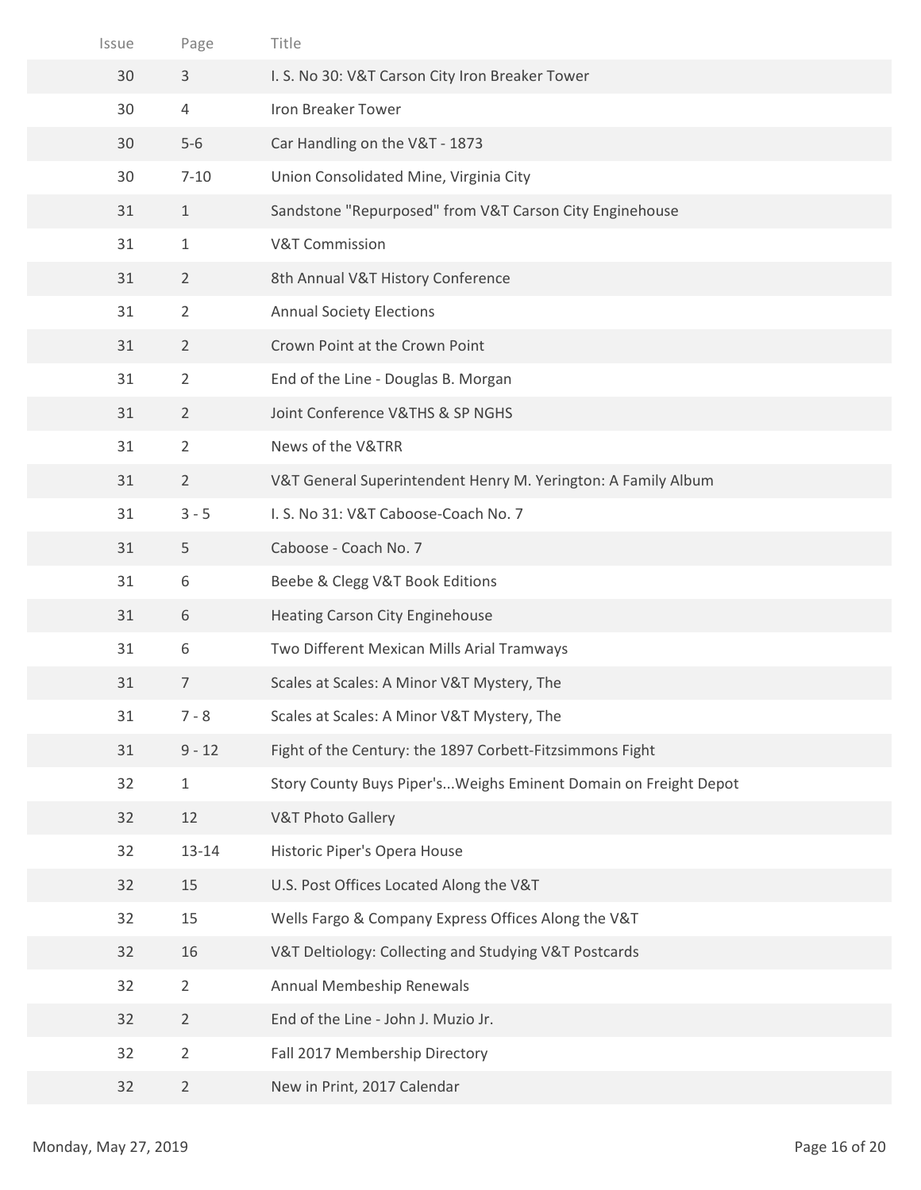| Issue | Page | Title |
|---|---|---|
| 30 | 3 | I. S. No 30: V&T Carson City Iron Breaker Tower |
| 30 | 4 | Iron Breaker Tower |
| 30 | 5-6 | Car Handling on the V&T - 1873 |
| 30 | 7-10 | Union Consolidated Mine, Virginia City |
| 31 | 1 | Sandstone "Repurposed" from V&T Carson City Enginehouse |
| 31 | 1 | V&T Commission |
| 31 | 2 | 8th Annual V&T History Conference |
| 31 | 2 | Annual Society Elections |
| 31 | 2 | Crown Point at the Crown Point |
| 31 | 2 | End of the Line - Douglas B. Morgan |
| 31 | 2 | Joint Conference V&THS & SP NGHS |
| 31 | 2 | News of the V&TRR |
| 31 | 2 | V&T General Superintendent Henry M. Yerington: A Family Album |
| 31 | 3 - 5 | I. S. No 31: V&T Caboose-Coach No. 7 |
| 31 | 5 | Caboose - Coach No. 7 |
| 31 | 6 | Beebe & Clegg V&T Book Editions |
| 31 | 6 | Heating Carson City Enginehouse |
| 31 | 6 | Two Different Mexican Mills Arial Tramways |
| 31 | 7 | Scales at Scales: A Minor V&T Mystery, The |
| 31 | 7 - 8 | Scales at Scales: A Minor V&T Mystery, The |
| 31 | 9 - 12 | Fight of the Century: the 1897 Corbett-Fitzsimmons Fight |
| 32 | 1 | Story County Buys Piper's...Weighs Eminent Domain on Freight Depot |
| 32 | 12 | V&T Photo Gallery |
| 32 | 13-14 | Historic Piper's Opera House |
| 32 | 15 | U.S. Post Offices Located Along the V&T |
| 32 | 15 | Wells Fargo & Company Express Offices Along the V&T |
| 32 | 16 | V&T Deltiology: Collecting and Studying V&T Postcards |
| 32 | 2 | Annual Membeship Renewals |
| 32 | 2 | End of the Line - John J. Muzio Jr. |
| 32 | 2 | Fall 2017 Membership Directory |
| 32 | 2 | New in Print, 2017 Calendar |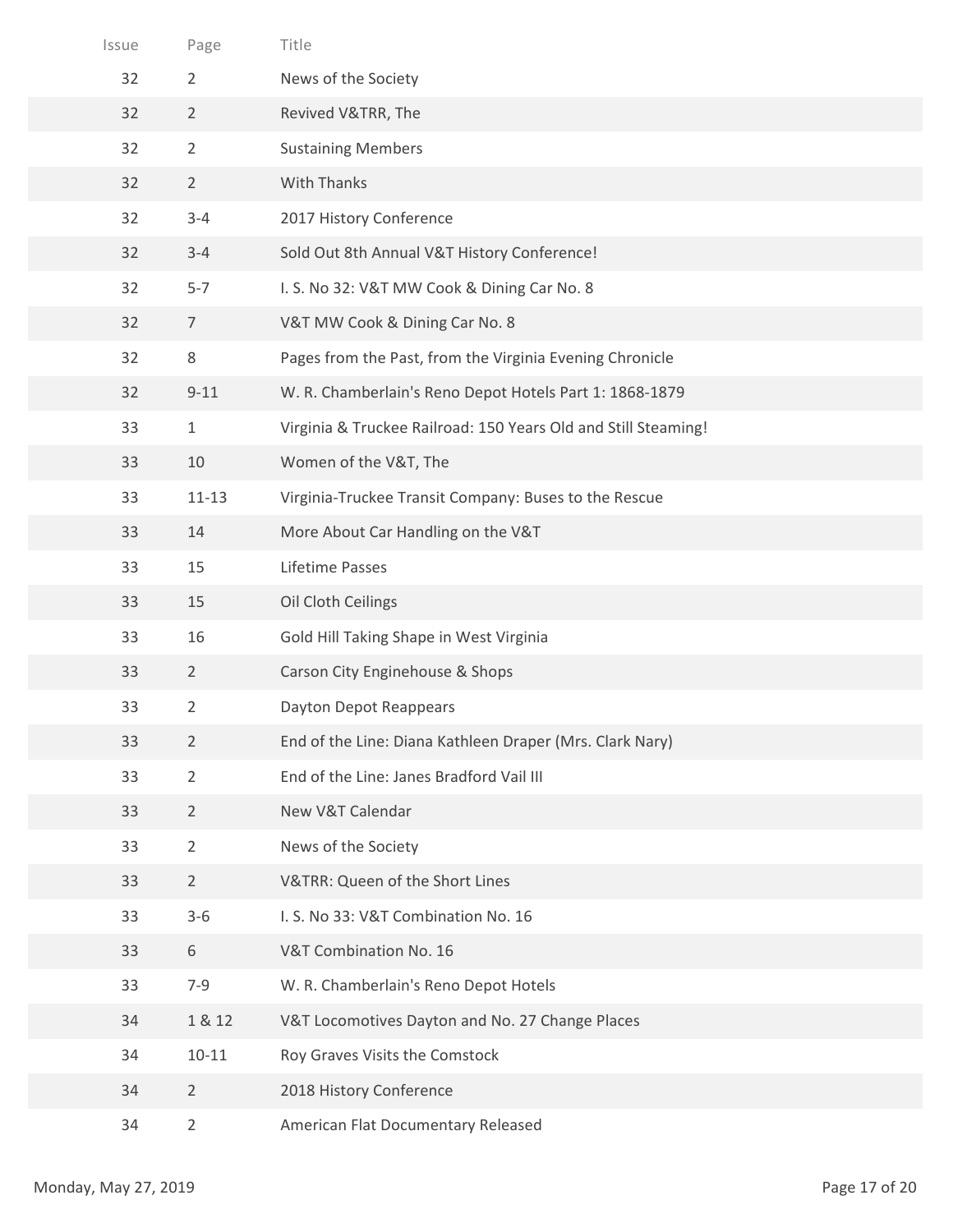| Issue | Page | Title |
|---|---|---|
| 32 | 2 | News of the Society |
| 32 | 2 | Revived V&TRR, The |
| 32 | 2 | Sustaining Members |
| 32 | 2 | With Thanks |
| 32 | 3-4 | 2017 History Conference |
| 32 | 3-4 | Sold Out 8th Annual V&T History Conference! |
| 32 | 5-7 | I. S. No 32: V&T MW Cook & Dining Car No. 8 |
| 32 | 7 | V&T MW Cook & Dining Car No. 8 |
| 32 | 8 | Pages from the Past, from the Virginia Evening Chronicle |
| 32 | 9-11 | W. R. Chamberlain's Reno Depot Hotels Part 1: 1868-1879 |
| 33 | 1 | Virginia & Truckee Railroad: 150 Years Old and Still Steaming! |
| 33 | 10 | Women of the V&T, The |
| 33 | 11-13 | Virginia-Truckee Transit Company: Buses to the Rescue |
| 33 | 14 | More About Car Handling on the V&T |
| 33 | 15 | Lifetime Passes |
| 33 | 15 | Oil Cloth Ceilings |
| 33 | 16 | Gold Hill Taking Shape in West Virginia |
| 33 | 2 | Carson City Enginehouse & Shops |
| 33 | 2 | Dayton Depot Reappears |
| 33 | 2 | End of the Line: Diana Kathleen Draper (Mrs. Clark Nary) |
| 33 | 2 | End of the Line: Janes Bradford Vail III |
| 33 | 2 | New V&T Calendar |
| 33 | 2 | News of the Society |
| 33 | 2 | V&TRR: Queen of the Short Lines |
| 33 | 3-6 | I. S. No 33: V&T Combination No. 16 |
| 33 | 6 | V&T Combination No. 16 |
| 33 | 7-9 | W. R. Chamberlain's Reno Depot Hotels |
| 34 | 1 & 12 | V&T Locomotives Dayton and No. 27 Change Places |
| 34 | 10-11 | Roy Graves Visits the Comstock |
| 34 | 2 | 2018 History Conference |
| 34 | 2 | American Flat Documentary Released |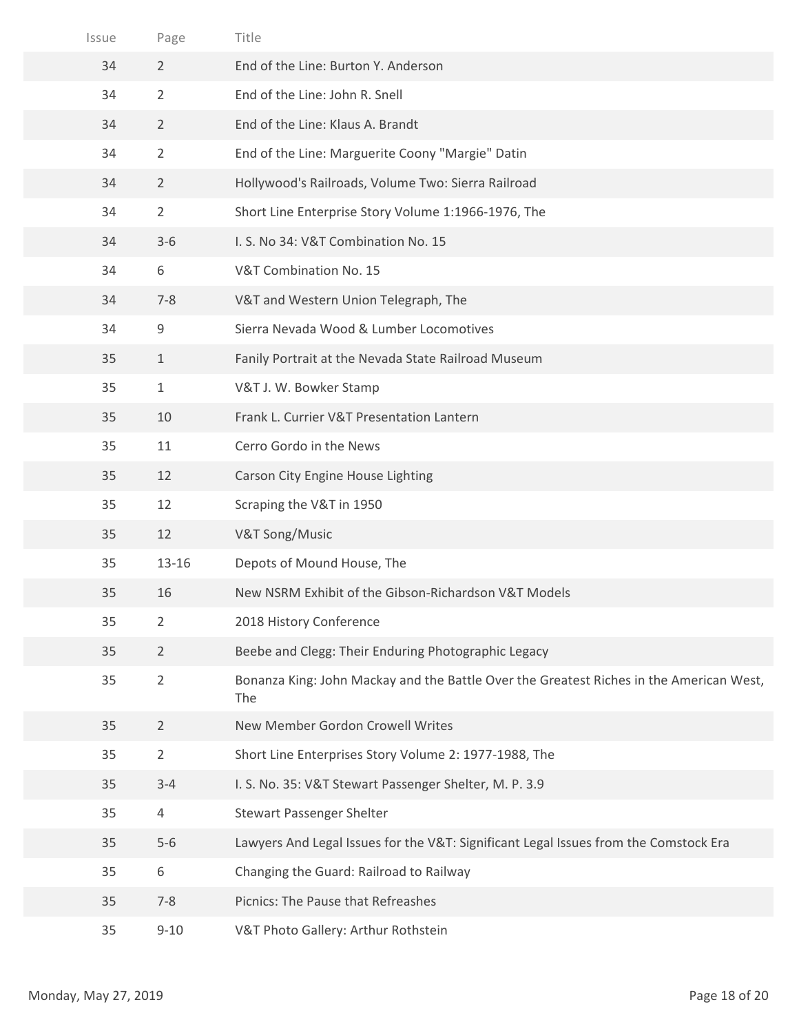| Issue | Page | Title |
|---|---|---|
| 34 | 2 | End of the Line: Burton Y. Anderson |
| 34 | 2 | End of the Line: John R. Snell |
| 34 | 2 | End of the Line: Klaus A. Brandt |
| 34 | 2 | End of the Line: Marguerite Coony "Margie" Datin |
| 34 | 2 | Hollywood's Railroads, Volume Two: Sierra Railroad |
| 34 | 2 | Short Line Enterprise Story Volume 1:1966-1976, The |
| 34 | 3-6 | I. S. No 34: V&T Combination No. 15 |
| 34 | 6 | V&T Combination No. 15 |
| 34 | 7-8 | V&T and Western Union Telegraph, The |
| 34 | 9 | Sierra Nevada Wood & Lumber Locomotives |
| 35 | 1 | Fanily Portrait at the Nevada State Railroad Museum |
| 35 | 1 | V&T J. W. Bowker Stamp |
| 35 | 10 | Frank L. Currier V&T Presentation Lantern |
| 35 | 11 | Cerro Gordo in the News |
| 35 | 12 | Carson City Engine House Lighting |
| 35 | 12 | Scraping the V&T in 1950 |
| 35 | 12 | V&T Song/Music |
| 35 | 13-16 | Depots of Mound House, The |
| 35 | 16 | New NSRM Exhibit of the Gibson-Richardson V&T Models |
| 35 | 2 | 2018 History Conference |
| 35 | 2 | Beebe and Clegg: Their Enduring Photographic Legacy |
| 35 | 2 | Bonanza King: John Mackay and the Battle Over the Greatest Riches in the American West, The |
| 35 | 2 | New Member Gordon Crowell Writes |
| 35 | 2 | Short Line Enterprises Story Volume 2: 1977-1988, The |
| 35 | 3-4 | I. S. No. 35: V&T Stewart Passenger Shelter, M. P. 3.9 |
| 35 | 4 | Stewart Passenger Shelter |
| 35 | 5-6 | Lawyers And Legal Issues for the V&T: Significant Legal Issues from the Comstock Era |
| 35 | 6 | Changing the Guard: Railroad to Railway |
| 35 | 7-8 | Picnics: The Pause that Refreashes |
| 35 | 9-10 | V&T Photo Gallery: Arthur Rothstein |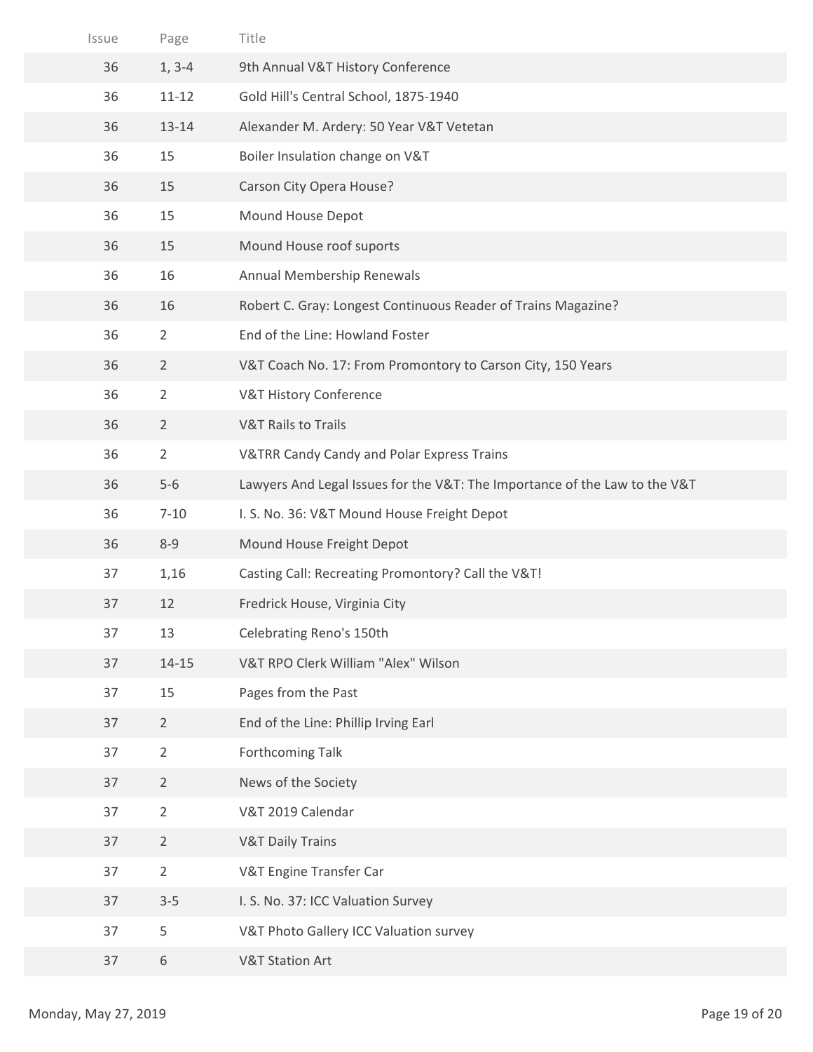| Issue | Page | Title |
| --- | --- | --- |
| 36 | 1, 3-4 | 9th Annual V&T History Conference |
| 36 | 11-12 | Gold Hill's Central School, 1875-1940 |
| 36 | 13-14 | Alexander M. Ardery: 50 Year V&T Vetetan |
| 36 | 15 | Boiler Insulation change on V&T |
| 36 | 15 | Carson City Opera House? |
| 36 | 15 | Mound House Depot |
| 36 | 15 | Mound House roof suports |
| 36 | 16 | Annual Membership Renewals |
| 36 | 16 | Robert C. Gray: Longest Continuous Reader of Trains Magazine? |
| 36 | 2 | End of the Line: Howland Foster |
| 36 | 2 | V&T Coach No. 17: From Promontory to Carson City, 150 Years |
| 36 | 2 | V&T History Conference |
| 36 | 2 | V&T Rails to Trails |
| 36 | 2 | V&TRR Candy Candy and Polar Express Trains |
| 36 | 5-6 | Lawyers And Legal Issues for the V&T: The Importance of the Law to the V&T |
| 36 | 7-10 | I. S. No. 36: V&T Mound House Freight Depot |
| 36 | 8-9 | Mound House Freight Depot |
| 37 | 1,16 | Casting Call: Recreating Promontory? Call the V&T! |
| 37 | 12 | Fredrick House, Virginia City |
| 37 | 13 | Celebrating Reno's 150th |
| 37 | 14-15 | V&T RPO Clerk William "Alex" Wilson |
| 37 | 15 | Pages from the Past |
| 37 | 2 | End of the Line: Phillip Irving Earl |
| 37 | 2 | Forthcoming Talk |
| 37 | 2 | News of the Society |
| 37 | 2 | V&T 2019 Calendar |
| 37 | 2 | V&T Daily Trains |
| 37 | 2 | V&T Engine Transfer Car |
| 37 | 3-5 | I. S. No. 37: ICC Valuation Survey |
| 37 | 5 | V&T Photo Gallery ICC Valuation survey |
| 37 | 6 | V&T Station Art |

Monday, May 27, 2019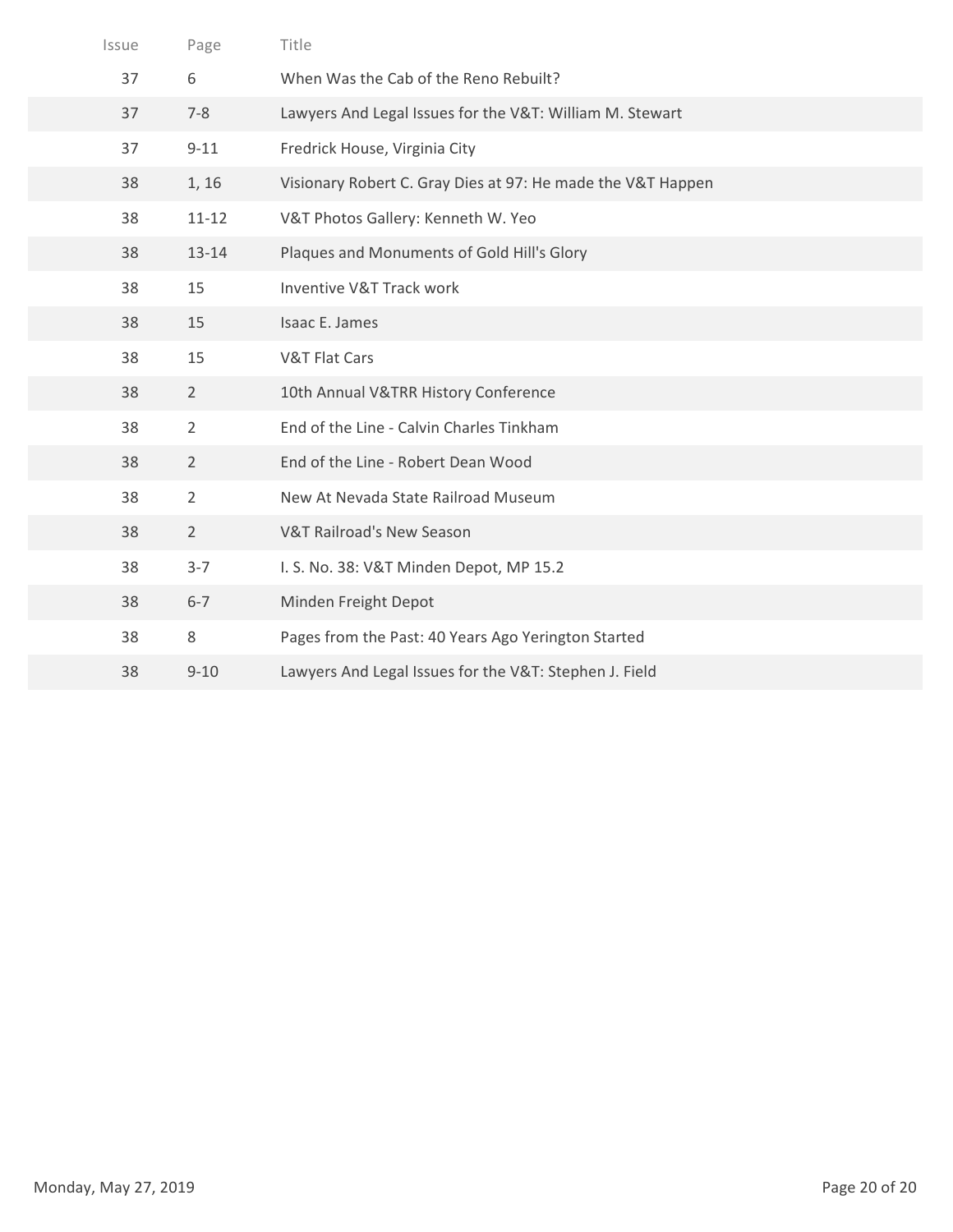| Issue | Page | Title |
|---|---|---|
| 37 | 6 | When Was the Cab of the Reno Rebuilt? |
| 37 | 7-8 | Lawyers And Legal Issues for the V&T: William M. Stewart |
| 37 | 9-11 | Fredrick House, Virginia City |
| 38 | 1, 16 | Visionary Robert C. Gray Dies at 97: He made the V&T Happen |
| 38 | 11-12 | V&T Photos Gallery: Kenneth W. Yeo |
| 38 | 13-14 | Plaques and Monuments of Gold Hill's Glory |
| 38 | 15 | Inventive V&T Track work |
| 38 | 15 | Isaac E. James |
| 38 | 15 | V&T Flat Cars |
| 38 | 2 | 10th Annual V&TRR History Conference |
| 38 | 2 | End of the Line - Calvin Charles Tinkham |
| 38 | 2 | End of the Line - Robert Dean Wood |
| 38 | 2 | New At Nevada State Railroad Museum |
| 38 | 2 | V&T Railroad's New Season |
| 38 | 3-7 | I. S. No. 38: V&T Minden Depot, MP 15.2 |
| 38 | 6-7 | Minden Freight Depot |
| 38 | 8 | Pages from the Past: 40 Years Ago Yerington Started |
| 38 | 9-10 | Lawyers And Legal Issues for the V&T: Stephen J. Field |

Monday, May 27, 2019